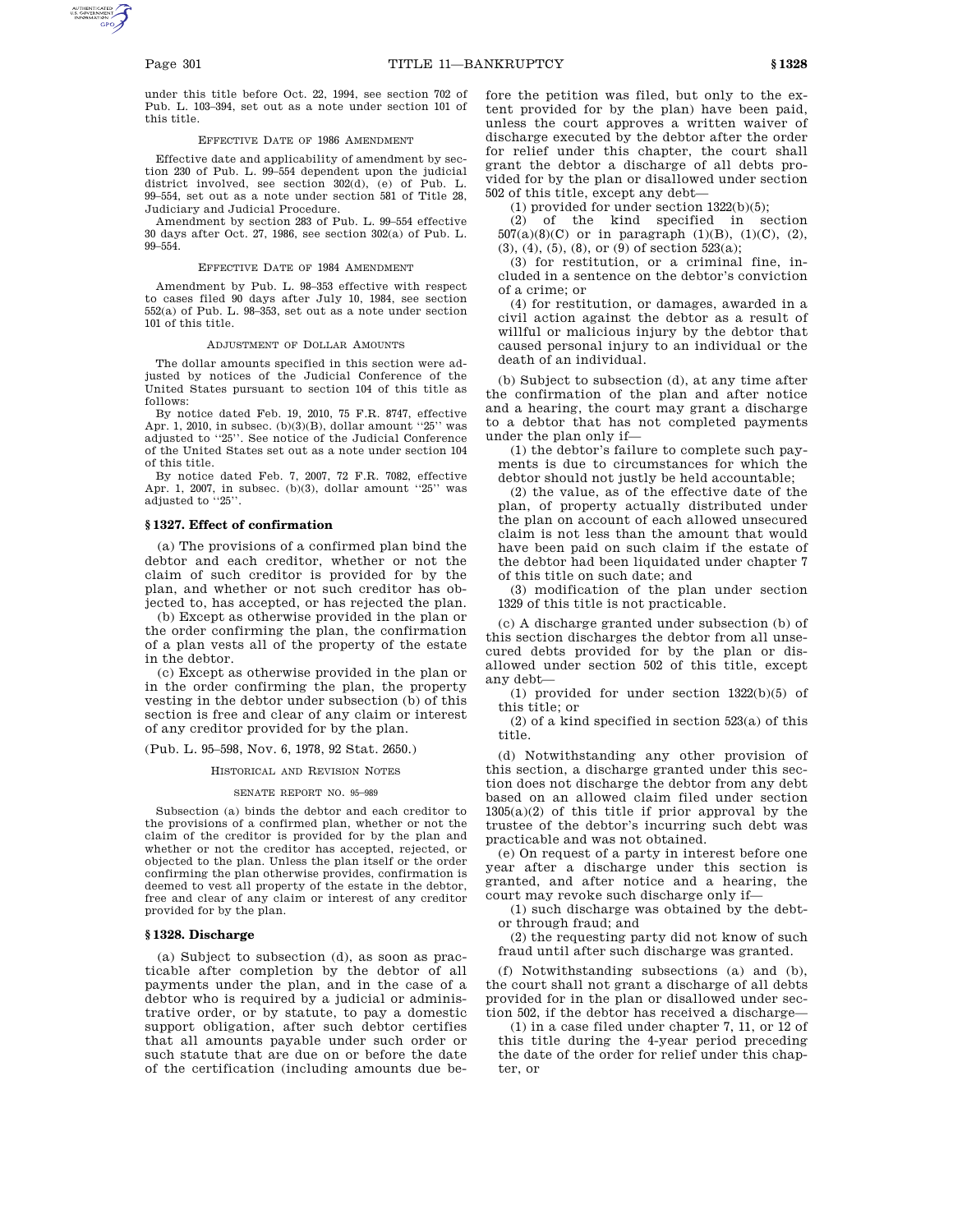under this title before Oct. 22, 1994, see section 702 of Pub. L. 103–394, set out as a note under section 101 of this title.

EFFECTIVE DATE OF 1986 AMENDMENT

Effective date and applicability of amendment by section 230 of Pub. L. 99–554 dependent upon the judicial district involved, see section 302(d), (e) of Pub. L. 99–554, set out as a note under section 581 of Title 28, Judiciary and Judicial Procedure.

Amendment by section 283 of Pub. L. 99–554 effective 30 days after Oct. 27, 1986, see section 302(a) of Pub. L. 99–554.

EFFECTIVE DATE OF 1984 AMENDMENT

Amendment by Pub. L. 98–353 effective with respect to cases filed 90 days after July 10, 1984, see section 552(a) of Pub. L. 98–353, set out as a note under section 101 of this title.

ADJUSTMENT OF DOLLAR AMOUNTS

The dollar amounts specified in this section were adjusted by notices of the Judicial Conference of the United States pursuant to section 104 of this title as follows:

By notice dated Feb. 19, 2010, 75 F.R. 8747, effective Apr. 1, 2010, in subsec. (b)(3)(B), dollar amount ''25'' was adjusted to ''25''. See notice of the Judicial Conference of the United States set out as a note under section 104 of this title.

By notice dated Feb. 7, 2007, 72 F.R. 7082, effective Apr. 1, 2007, in subsec. (b)(3), dollar amount ''25'' was adjusted to ''25''.

## § 1327. Effect of confirmation

(a) The provisions of a confirmed plan bind the debtor and each creditor, whether or not the claim of such creditor is provided for by the plan, and whether or not such creditor has objected to, has accepted, or has rejected the plan.

(b) Except as otherwise provided in the plan or the order confirming the plan, the confirmation of a plan vests all of the property of the estate in the debtor.

(c) Except as otherwise provided in the plan or in the order confirming the plan, the property vesting in the debtor under subsection (b) of this section is free and clear of any claim or interest of any creditor provided for by the plan.

(Pub. L. 95–598, Nov. 6, 1978, 92 Stat. 2650.)

HISTORICAL AND REVISION NOTES

SENATE REPORT NO. 95–989

Subsection (a) binds the debtor and each creditor to the provisions of a confirmed plan, whether or not the claim of the creditor is provided for by the plan and whether or not the creditor has accepted, rejected, or objected to the plan. Unless the plan itself or the order confirming the plan otherwise provides, confirmation is deemed to vest all property of the estate in the debtor, free and clear of any claim or interest of any creditor provided for by the plan.

## § 1328. Discharge

(a) Subject to subsection (d), as soon as practicable after completion by the debtor of all payments under the plan, and in the case of a debtor who is required by a judicial or administrative order, or by statute, to pay a domestic support obligation, after such debtor certifies that all amounts payable under such order or such statute that are due on or before the date of the certification (including amounts due before the petition was filed, but only to the extent provided for by the plan) have been paid, unless the court approves a written waiver of discharge executed by the debtor after the order for relief under this chapter, the court shall grant the debtor a discharge of all debts provided for by the plan or disallowed under section 502 of this title, except any debt—

(1) provided for under section 1322(b)(5);

(2) of the kind specified in section 507(a)(8)(C) or in paragraph (1)(B), (1)(C), (2), (3), (4), (5), (8), or (9) of section 523(a);

(3) for restitution, or a criminal fine, included in a sentence on the debtor's conviction of a crime; or

(4) for restitution, or damages, awarded in a civil action against the debtor as a result of willful or malicious injury by the debtor that caused personal injury to an individual or the death of an individual.

(b) Subject to subsection (d), at any time after the confirmation of the plan and after notice and a hearing, the court may grant a discharge to a debtor that has not completed payments under the plan only if—

(1) the debtor's failure to complete such payments is due to circumstances for which the debtor should not justly be held accountable;

(2) the value, as of the effective date of the plan, of property actually distributed under the plan on account of each allowed unsecured claim is not less than the amount that would have been paid on such claim if the estate of the debtor had been liquidated under chapter 7 of this title on such date; and

(3) modification of the plan under section 1329 of this title is not practicable.

(c) A discharge granted under subsection (b) of this section discharges the debtor from all unsecured debts provided for by the plan or disallowed under section 502 of this title, except any debt—

(1) provided for under section 1322(b)(5) of this title; or

(2) of a kind specified in section 523(a) of this title.

(d) Notwithstanding any other provision of this section, a discharge granted under this section does not discharge the debtor from any debt based on an allowed claim filed under section 1305(a)(2) of this title if prior approval by the trustee of the debtor's incurring such debt was practicable and was not obtained.

(e) On request of a party in interest before one year after a discharge under this section is granted, and after notice and a hearing, the court may revoke such discharge only if—

(1) such discharge was obtained by the debtor through fraud; and

(2) the requesting party did not know of such fraud until after such discharge was granted.

(f) Notwithstanding subsections (a) and (b), the court shall not grant a discharge of all debts provided for in the plan or disallowed under section 502, if the debtor has received a discharge—

(1) in a case filed under chapter 7, 11, or 12 of this title during the 4-year period preceding the date of the order for relief under this chapter, or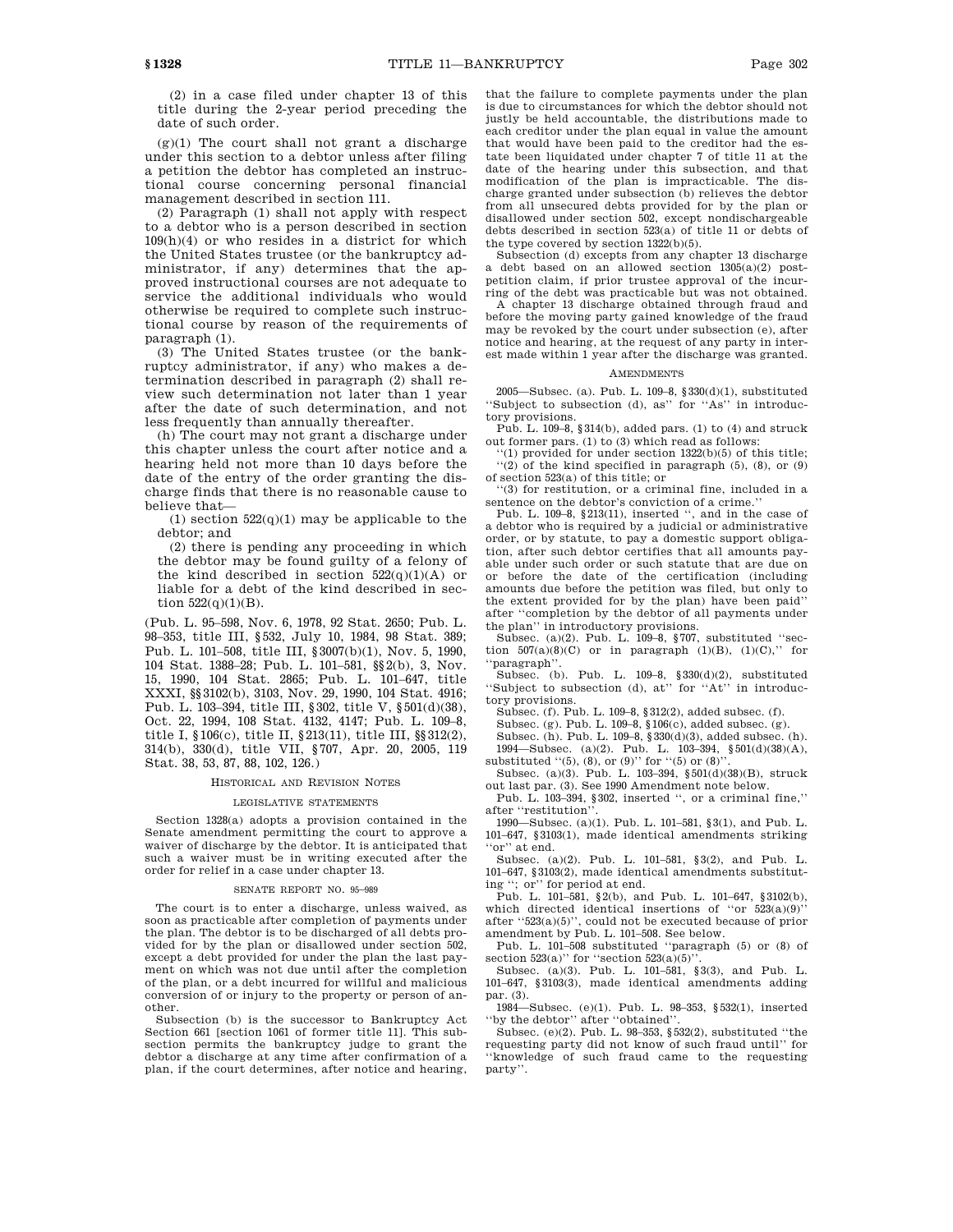(2) in a case filed under chapter 13 of this title during the 2-year period preceding the date of such order.

(g)(1) The court shall not grant a discharge under this section to a debtor unless after filing a petition the debtor has completed an instructional course concerning personal financial management described in section 111.

(2) Paragraph (1) shall not apply with respect to a debtor who is a person described in section 109(h)(4) or who resides in a district for which the United States trustee (or the bankruptcy administrator, if any) determines that the approved instructional courses are not adequate to service the additional individuals who would otherwise be required to complete such instructional course by reason of the requirements of paragraph (1).

(3) The United States trustee (or the bankruptcy administrator, if any) who makes a determination described in paragraph (2) shall review such determination not later than 1 year after the date of such determination, and not less frequently than annually thereafter.

(h) The court may not grant a discharge under this chapter unless the court after notice and a hearing held not more than 10 days before the date of the entry of the order granting the discharge finds that there is no reasonable cause to believe that—

(1) section 522(q)(1) may be applicable to the debtor; and

(2) there is pending any proceeding in which the debtor may be found guilty of a felony of the kind described in section 522(q)(1)(A) or liable for a debt of the kind described in section 522(q)(1)(B).

(Pub. L. 95–598, Nov. 6, 1978, 92 Stat. 2650; Pub. L. 98–353, title III, §532, July 10, 1984, 98 Stat. 389; Pub. L. 101–508, title III, §3007(b)(1), Nov. 5, 1990, 104 Stat. 1388–28; Pub. L. 101–581, §§2(b), 3, Nov. 15, 1990, 104 Stat. 2865; Pub. L. 101–647, title XXXI, §§3102(b), 3103, Nov. 29, 1990, 104 Stat. 4916; Pub. L. 103–394, title III, §302, title V, §501(d)(38), Oct. 22, 1994, 108 Stat. 4132, 4147; Pub. L. 109–8, title I, §106(c), title II, §213(11), title III, §§312(2), 314(b), 330(d), title VII, §707, Apr. 20, 2005, 119 Stat. 38, 53, 87, 88, 102, 126.)

## HISTORICAL AND REVISION NOTES

### LEGISLATIVE STATEMENTS

Section 1328(a) adopts a provision contained in the Senate amendment permitting the court to approve a waiver of discharge by the debtor. It is anticipated that such a waiver must be in writing executed after the order for relief in a case under chapter 13.

### SENATE REPORT NO. 95–989

The court is to enter a discharge, unless waived, as soon as practicable after completion of payments under the plan. The debtor is to be discharged of all debts provided for by the plan or disallowed under section 502, except a debt provided for under the plan the last payment on which was not due until after the completion of the plan, or a debt incurred for willful and malicious conversion of or injury to the property or person of another.

Subsection (b) is the successor to Bankruptcy Act Section 661 [section 1061 of former title 11]. This subsection permits the bankruptcy judge to grant the debtor a discharge at any time after confirmation of a plan, if the court determines, after notice and hearing, that the failure to complete payments under the plan is due to circumstances for which the debtor should not justly be held accountable, the distributions made to each creditor under the plan equal in value the amount that would have been paid to the creditor had the estate been liquidated under chapter 7 of title 11 at the date of the hearing under this subsection, and that modification of the plan is impracticable. The discharge granted under subsection (b) relieves the debtor from all unsecured debts provided for by the plan or disallowed under section 502, except nondischargeable debts described in section 523(a) of title 11 or debts of the type covered by section 1322(b)(5).

Subsection (d) excepts from any chapter 13 discharge a debt based on an allowed section 1305(a)(2) postpetition claim, if prior trustee approval of the incurring of the debt was practicable but was not obtained.

A chapter 13 discharge obtained through fraud and before the moving party gained knowledge of the fraud may be revoked by the court under subsection (e), after notice and hearing, at the request of any party in interest made within 1 year after the discharge was granted.

## AMENDMENTS

2005—Subsec. (a). Pub. L. 109–8, §330(d)(1), substituted ''Subject to subsection (d), as'' for ''As'' in introductory provisions.

Pub. L. 109–8, §314(b), added pars. (1) to (4) and struck out former pars. (1) to (3) which read as follows:

''(1) provided for under section 1322(b)(5) of this title;

''(2) of the kind specified in paragraph (5), (8), or (9) of section 523(a) of this title; or

''(3) for restitution, or a criminal fine, included in a sentence on the debtor's conviction of a crime.''

Pub. L. 109–8, §213(11), inserted '', and in the case of a debtor who is required by a judicial or administrative order, or by statute, to pay a domestic support obligation, after such debtor certifies that all amounts payable under such order or such statute that are due on or before the date of the certification (including amounts due before the petition was filed, but only to the extent provided for by the plan) have been paid'' after ''completion by the debtor of all payments under the plan'' in introductory provisions.

Subsec. (a)(2). Pub. L. 109–8, §707, substituted ''section 507(a)(8)(C) or in paragraph (1)(B), (1)(C),'' for ''paragraph''.

Subsec. (b). Pub. L. 109–8, §330(d)(2), substituted ''Subject to subsection (d), at'' for ''At'' in introductory provisions.

Subsec. (f). Pub. L. 109–8, §312(2), added subsec. (f).

Subsec. (g). Pub. L. 109–8, §106(c), added subsec. (g).

Subsec. (h). Pub. L. 109–8, §330(d)(3), added subsec. (h).

1994—Subsec. (a)(2). Pub. L. 103–394, §501(d)(38)(A), substituted ''(5), (8), or (9)'' for ''(5) or (8)''.

Subsec. (a)(3). Pub. L. 103–394, §501(d)(38)(B), struck out last par. (3). See 1990 Amendment note below.

Pub. L. 103–394, §302, inserted '', or a criminal fine,'' after ''restitution''.

1990—Subsec. (a)(1). Pub. L. 101–581, §3(1), and Pub. L. 101–647, §3103(1), made identical amendments striking ''or'' at end.

Subsec. (a)(2). Pub. L. 101–581, §3(2), and Pub. L. 101–647, §3103(2), made identical amendments substituting ''; or'' for period at end.

Pub. L. 101–581, §2(b), and Pub. L. 101–647, §3102(b), which directed identical insertions of ''or 523(a)(9)'' after ''523(a)(5)'', could not be executed because of prior amendment by Pub. L. 101–508. See below.

Pub. L. 101–508 substituted ''paragraph (5) or (8) of section 523(a)'' for ''section 523(a)(5)''.

Subsec. (a)(3). Pub. L. 101–581, §3(3), and Pub. L. 101–647, §3103(3), made identical amendments adding par. (3).

1984—Subsec. (e)(1). Pub. L. 98–353, §532(1), inserted ''by the debtor'' after ''obtained''.

Subsec. (e)(2). Pub. L. 98–353, §532(2), substituted ''the requesting party did not know of such fraud until'' for ''knowledge of such fraud came to the requesting party''.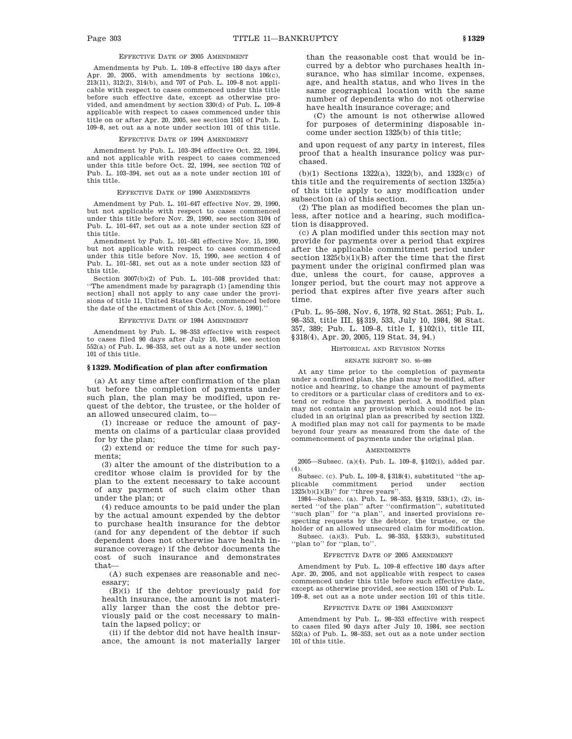EFFECTIVE DATE OF 2005 AMENDMENT

Amendments by Pub. L. 109–8 effective 180 days after Apr. 20, 2005, with amendments by sections 106(c), 213(11), 312(2), 314(b), and 707 of Pub. L. 109–8 not applicable with respect to cases commenced under this title before such effective date, except as otherwise provided, and amendment by section 330(d) of Pub. L. 109–8 applicable with respect to cases commenced under this title on or after Apr. 20, 2005, see section 1501 of Pub. L. 109–8, set out as a note under section 101 of this title.

EFFECTIVE DATE OF 1994 AMENDMENT

Amendment by Pub. L. 103–394 effective Oct. 22, 1994, and not applicable with respect to cases commenced under this title before Oct. 22, 1994, see section 702 of Pub. L. 103–394, set out as a note under section 101 of this title.

EFFECTIVE DATE OF 1990 AMENDMENTS

Amendment by Pub. L. 101–647 effective Nov. 29, 1990, but not applicable with respect to cases commenced under this title before Nov. 29, 1990, see section 3104 of Pub. L. 101–647, set out as a note under section 523 of this title.

Amendment by Pub. L. 101–581 effective Nov. 15, 1990, but not applicable with respect to cases commenced under this title before Nov. 15, 1990, see section 4 of Pub. L. 101–581, set out as a note under section 523 of this title.

Section 3007(b)(2) of Pub. L. 101–508 provided that: ''The amendment made by paragraph (1) [amending this section] shall not apply to any case under the provisions of title 11, United States Code, commenced before the date of the enactment of this Act [Nov. 5, 1990].''

EFFECTIVE DATE OF 1984 AMENDMENT

Amendment by Pub. L. 98–353 effective with respect to cases filed 90 days after July 10, 1984, see section 552(a) of Pub. L. 98–353, set out as a note under section 101 of this title.

## § 1329. Modification of plan after confirmation

(a) At any time after confirmation of the plan but before the completion of payments under such plan, the plan may be modified, upon request of the debtor, the trustee, or the holder of an allowed unsecured claim, to—

(1) increase or reduce the amount of payments on claims of a particular class provided for by the plan;

(2) extend or reduce the time for such payments;

(3) alter the amount of the distribution to a creditor whose claim is provided for by the plan to the extent necessary to take account of any payment of such claim other than under the plan; or

(4) reduce amounts to be paid under the plan by the actual amount expended by the debtor to purchase health insurance for the debtor (and for any dependent of the debtor if such dependent does not otherwise have health insurance coverage) if the debtor documents the cost of such insurance and demonstrates that—

(A) such expenses are reasonable and necessary;

(B)(i) if the debtor previously paid for health insurance, the amount is not materially larger than the cost the debtor previously paid or the cost necessary to maintain the lapsed policy; or

(ii) if the debtor did not have health insurance, the amount is not materially larger than the reasonable cost that would be incurred by a debtor who purchases health insurance, who has similar income, expenses, age, and health status, and who lives in the same geographical location with the same number of dependents who do not otherwise have health insurance coverage; and

(C) the amount is not otherwise allowed for purposes of determining disposable income under section 1325(b) of this title;

and upon request of any party in interest, files proof that a health insurance policy was purchased.

(b)(1) Sections 1322(a), 1322(b), and 1323(c) of this title and the requirements of section 1325(a) of this title apply to any modification under subsection (a) of this section.

(2) The plan as modified becomes the plan unless, after notice and a hearing, such modification is disapproved.

(c) A plan modified under this section may not provide for payments over a period that expires after the applicable commitment period under section 1325(b)(1)(B) after the time that the first payment under the original confirmed plan was due, unless the court, for cause, approves a longer period, but the court may not approve a period that expires after five years after such time.

(Pub. L. 95–598, Nov. 6, 1978, 92 Stat. 2651; Pub. L. 98–353, title III, §§ 319, 533, July 10, 1984, 98 Stat. 357, 389; Pub. L. 109–8, title I, § 102(i), title III, § 318(4), Apr. 20, 2005, 119 Stat. 34, 94.)

HISTORICAL AND REVISION NOTES

SENATE REPORT NO. 95–989

At any time prior to the completion of payments under a confirmed plan, the plan may be modified, after notice and hearing, to change the amount of payments to creditors or a particular class of creditors and to extend or reduce the payment period. A modified plan may not contain any provision which could not be included in an original plan as prescribed by section 1322. A modified plan may not call for payments to be made beyond four years as measured from the date of the commencement of payments under the original plan.

AMENDMENTS

2005—Subsec. (a)(4). Pub. L. 109–8, § 102(i), added par. (4).

Subsec. (c). Pub. L. 109–8, § 318(4), substituted ''the applicable commitment period under section 1325(b)(1)(B)'' for ''three years''.

1984—Subsec. (a). Pub. L. 98–353, §§ 319, 533(1), (2), inserted ''of the plan'' after ''confirmation'', substituted ''such plan'' for ''a plan'', and inserted provisions respecting requests by the debtor, the trustee, or the holder of an allowed unsecured claim for modification.

Subsec. (a)(3). Pub. L. 98–353, § 533(3), substituted ''plan to'' for ''plan, to''.

EFFECTIVE DATE OF 2005 AMENDMENT

Amendment by Pub. L. 109–8 effective 180 days after Apr. 20, 2005, and not applicable with respect to cases commenced under this title before such effective date, except as otherwise provided, see section 1501 of Pub. L. 109–8, set out as a note under section 101 of this title.

EFFECTIVE DATE OF 1984 AMENDMENT

Amendment by Pub. L. 98–353 effective with respect to cases filed 90 days after July 10, 1984, see section 552(a) of Pub. L. 98–353, set out as a note under section 101 of this title.